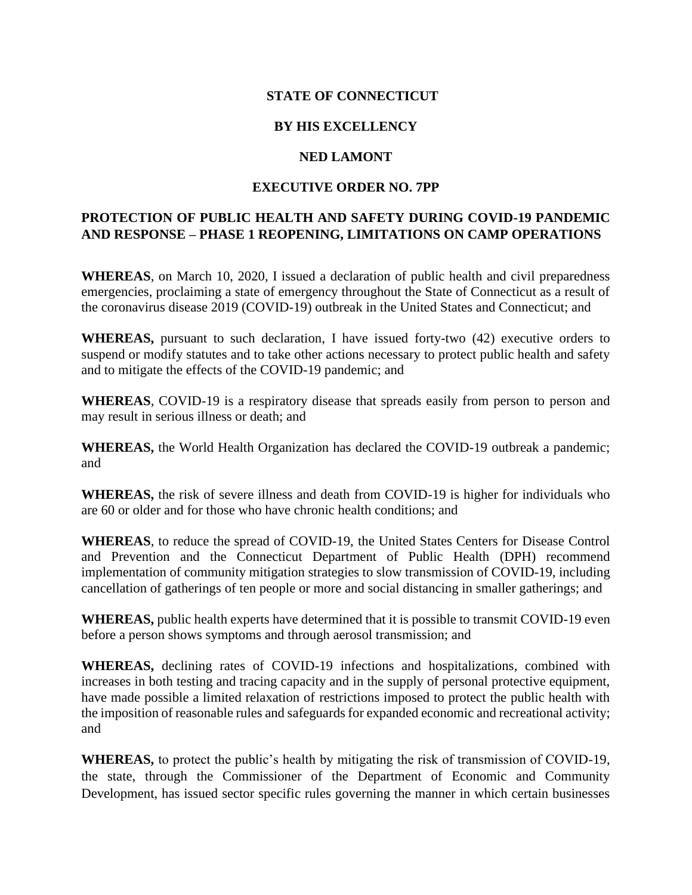**STATE OF CONNECTICUT**

**BY HIS EXCELLENCY**

**NED LAMONT**

**EXECUTIVE ORDER NO. 7PP**

**PROTECTION OF PUBLIC HEALTH AND SAFETY DURING COVID-19 PANDEMIC AND RESPONSE – PHASE 1 REOPENING, LIMITATIONS ON CAMP OPERATIONS**

**WHEREAS**, on March 10, 2020, I issued a declaration of public health and civil preparedness emergencies, proclaiming a state of emergency throughout the State of Connecticut as a result of the coronavirus disease 2019 (COVID-19) outbreak in the United States and Connecticut; and

**WHEREAS,** pursuant to such declaration, I have issued forty-two (42) executive orders to suspend or modify statutes and to take other actions necessary to protect public health and safety and to mitigate the effects of the COVID-19 pandemic; and

**WHEREAS**, COVID-19 is a respiratory disease that spreads easily from person to person and may result in serious illness or death; and

**WHEREAS,** the World Health Organization has declared the COVID-19 outbreak a pandemic; and

**WHEREAS,** the risk of severe illness and death from COVID-19 is higher for individuals who are 60 or older and for those who have chronic health conditions; and

**WHEREAS**, to reduce the spread of COVID-19, the United States Centers for Disease Control and Prevention and the Connecticut Department of Public Health (DPH) recommend implementation of community mitigation strategies to slow transmission of COVID-19, including cancellation of gatherings of ten people or more and social distancing in smaller gatherings; and

**WHEREAS,** public health experts have determined that it is possible to transmit COVID-19 even before a person shows symptoms and through aerosol transmission; and

**WHEREAS,** declining rates of COVID-19 infections and hospitalizations, combined with increases in both testing and tracing capacity and in the supply of personal protective equipment, have made possible a limited relaxation of restrictions imposed to protect the public health with the imposition of reasonable rules and safeguards for expanded economic and recreational activity; and

**WHEREAS,** to protect the public's health by mitigating the risk of transmission of COVID-19, the state, through the Commissioner of the Department of Economic and Community Development, has issued sector specific rules governing the manner in which certain businesses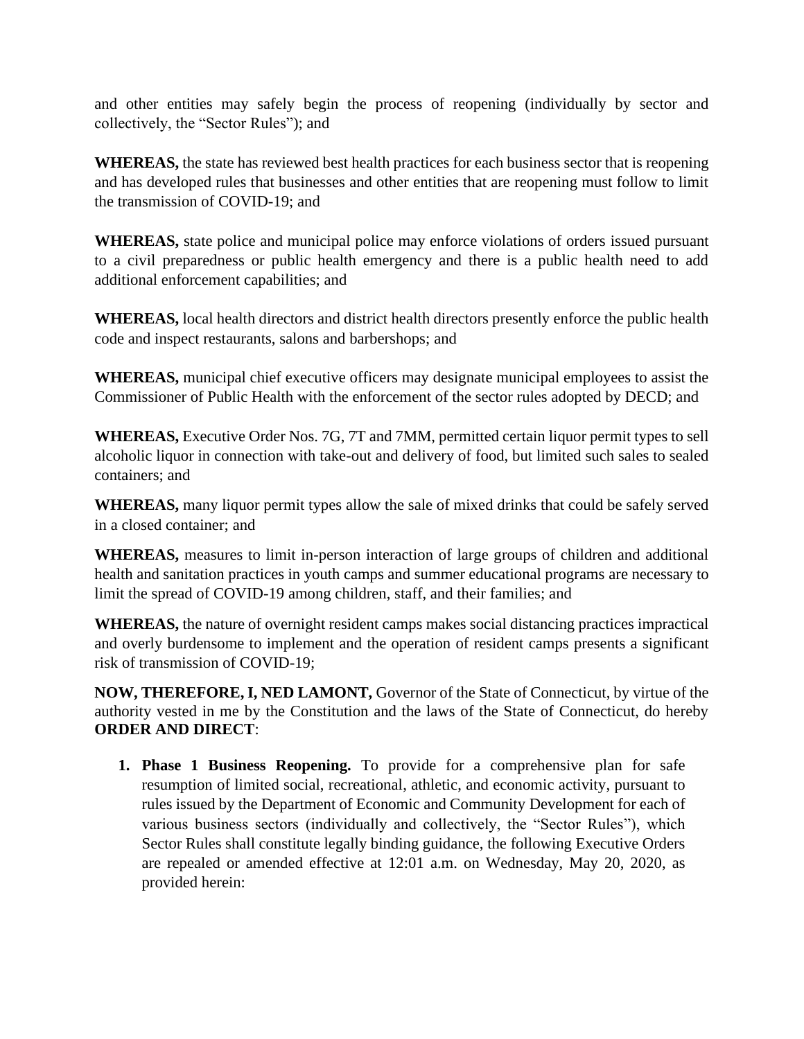and other entities may safely begin the process of reopening (individually by sector and collectively, the "Sector Rules"); and

**WHEREAS,** the state has reviewed best health practices for each business sector that is reopening and has developed rules that businesses and other entities that are reopening must follow to limit the transmission of COVID-19; and

**WHEREAS,** state police and municipal police may enforce violations of orders issued pursuant to a civil preparedness or public health emergency and there is a public health need to add additional enforcement capabilities; and

**WHEREAS,** local health directors and district health directors presently enforce the public health code and inspect restaurants, salons and barbershops; and

**WHEREAS,** municipal chief executive officers may designate municipal employees to assist the Commissioner of Public Health with the enforcement of the sector rules adopted by DECD; and

**WHEREAS,** Executive Order Nos. 7G, 7T and 7MM, permitted certain liquor permit types to sell alcoholic liquor in connection with take-out and delivery of food, but limited such sales to sealed containers; and

**WHEREAS,** many liquor permit types allow the sale of mixed drinks that could be safely served in a closed container; and

**WHEREAS,** measures to limit in-person interaction of large groups of children and additional health and sanitation practices in youth camps and summer educational programs are necessary to limit the spread of COVID-19 among children, staff, and their families; and

**WHEREAS,** the nature of overnight resident camps makes social distancing practices impractical and overly burdensome to implement and the operation of resident camps presents a significant risk of transmission of COVID-19;

**NOW, THEREFORE, I, NED LAMONT,** Governor of the State of Connecticut, by virtue of the authority vested in me by the Constitution and the laws of the State of Connecticut, do hereby **ORDER AND DIRECT**:

1. **Phase 1 Business Reopening.** To provide for a comprehensive plan for safe resumption of limited social, recreational, athletic, and economic activity, pursuant to rules issued by the Department of Economic and Community Development for each of various business sectors (individually and collectively, the "Sector Rules"), which Sector Rules shall constitute legally binding guidance, the following Executive Orders are repealed or amended effective at 12:01 a.m. on Wednesday, May 20, 2020, as provided herein: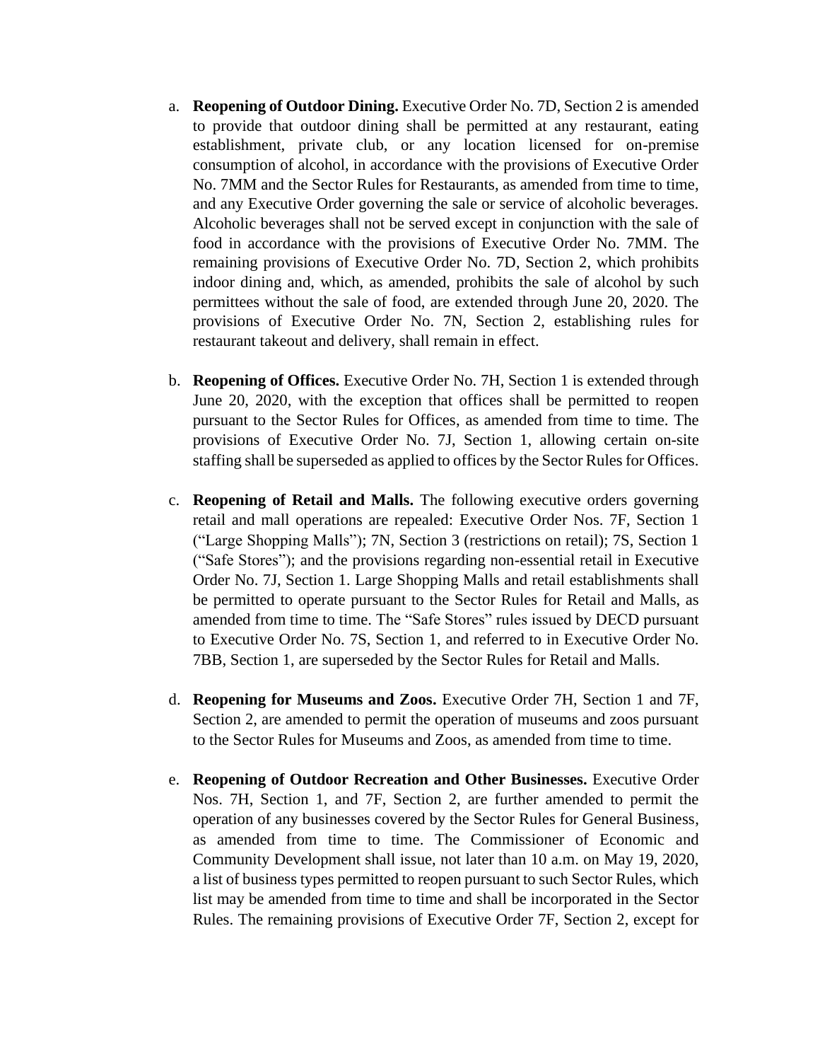a. **Reopening of Outdoor Dining.** Executive Order No. 7D, Section 2 is amended to provide that outdoor dining shall be permitted at any restaurant, eating establishment, private club, or any location licensed for on-premise consumption of alcohol, in accordance with the provisions of Executive Order No. 7MM and the Sector Rules for Restaurants, as amended from time to time, and any Executive Order governing the sale or service of alcoholic beverages. Alcoholic beverages shall not be served except in conjunction with the sale of food in accordance with the provisions of Executive Order No. 7MM. The remaining provisions of Executive Order No. 7D, Section 2, which prohibits indoor dining and, which, as amended, prohibits the sale of alcohol by such permittees without the sale of food, are extended through June 20, 2020. The provisions of Executive Order No. 7N, Section 2, establishing rules for restaurant takeout and delivery, shall remain in effect.

b. **Reopening of Offices.** Executive Order No. 7H, Section 1 is extended through June 20, 2020, with the exception that offices shall be permitted to reopen pursuant to the Sector Rules for Offices, as amended from time to time. The provisions of Executive Order No. 7J, Section 1, allowing certain on-site staffing shall be superseded as applied to offices by the Sector Rules for Offices.

c. **Reopening of Retail and Malls.** The following executive orders governing retail and mall operations are repealed: Executive Order Nos. 7F, Section 1 ("Large Shopping Malls"); 7N, Section 3 (restrictions on retail); 7S, Section 1 ("Safe Stores"); and the provisions regarding non-essential retail in Executive Order No. 7J, Section 1. Large Shopping Malls and retail establishments shall be permitted to operate pursuant to the Sector Rules for Retail and Malls, as amended from time to time. The "Safe Stores" rules issued by DECD pursuant to Executive Order No. 7S, Section 1, and referred to in Executive Order No. 7BB, Section 1, are superseded by the Sector Rules for Retail and Malls.

d. **Reopening for Museums and Zoos.** Executive Order 7H, Section 1 and 7F, Section 2, are amended to permit the operation of museums and zoos pursuant to the Sector Rules for Museums and Zoos, as amended from time to time.

e. **Reopening of Outdoor Recreation and Other Businesses.** Executive Order Nos. 7H, Section 1, and 7F, Section 2, are further amended to permit the operation of any businesses covered by the Sector Rules for General Business, as amended from time to time. The Commissioner of Economic and Community Development shall issue, not later than 10 a.m. on May 19, 2020, a list of business types permitted to reopen pursuant to such Sector Rules, which list may be amended from time to time and shall be incorporated in the Sector Rules. The remaining provisions of Executive Order 7F, Section 2, except for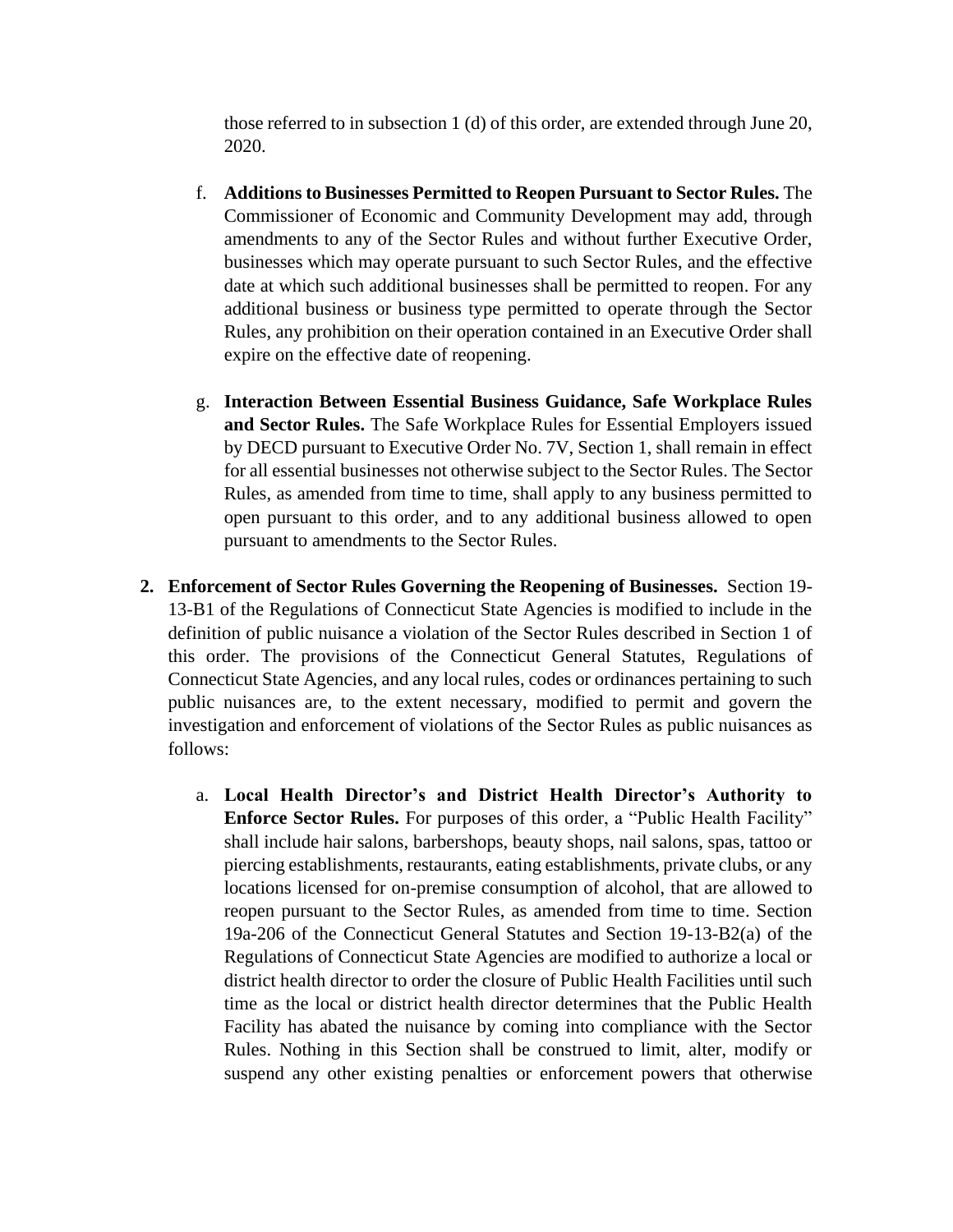those referred to in subsection 1 (d) of this order, are extended through June 20, 2020.

f. **Additions to Businesses Permitted to Reopen Pursuant to Sector Rules.** The Commissioner of Economic and Community Development may add, through amendments to any of the Sector Rules and without further Executive Order, businesses which may operate pursuant to such Sector Rules, and the effective date at which such additional businesses shall be permitted to reopen. For any additional business or business type permitted to operate through the Sector Rules, any prohibition on their operation contained in an Executive Order shall expire on the effective date of reopening.

g. **Interaction Between Essential Business Guidance, Safe Workplace Rules and Sector Rules.** The Safe Workplace Rules for Essential Employers issued by DECD pursuant to Executive Order No. 7V, Section 1, shall remain in effect for all essential businesses not otherwise subject to the Sector Rules. The Sector Rules, as amended from time to time, shall apply to any business permitted to open pursuant to this order, and to any additional business allowed to open pursuant to amendments to the Sector Rules.

2. **Enforcement of Sector Rules Governing the Reopening of Businesses.** Section 19-13-B1 of the Regulations of Connecticut State Agencies is modified to include in the definition of public nuisance a violation of the Sector Rules described in Section 1 of this order. The provisions of the Connecticut General Statutes, Regulations of Connecticut State Agencies, and any local rules, codes or ordinances pertaining to such public nuisances are, to the extent necessary, modified to permit and govern the investigation and enforcement of violations of the Sector Rules as public nuisances as follows:

   a. **Local Health Director's and District Health Director's Authority to Enforce Sector Rules.** For purposes of this order, a "Public Health Facility" shall include hair salons, barbershops, beauty shops, nail salons, spas, tattoo or piercing establishments, restaurants, eating establishments, private clubs, or any locations licensed for on-premise consumption of alcohol, that are allowed to reopen pursuant to the Sector Rules, as amended from time to time. Section 19a-206 of the Connecticut General Statutes and Section 19-13-B2(a) of the Regulations of Connecticut State Agencies are modified to authorize a local or district health director to order the closure of Public Health Facilities until such time as the local or district health director determines that the Public Health Facility has abated the nuisance by coming into compliance with the Sector Rules. Nothing in this Section shall be construed to limit, alter, modify or suspend any other existing penalties or enforcement powers that otherwise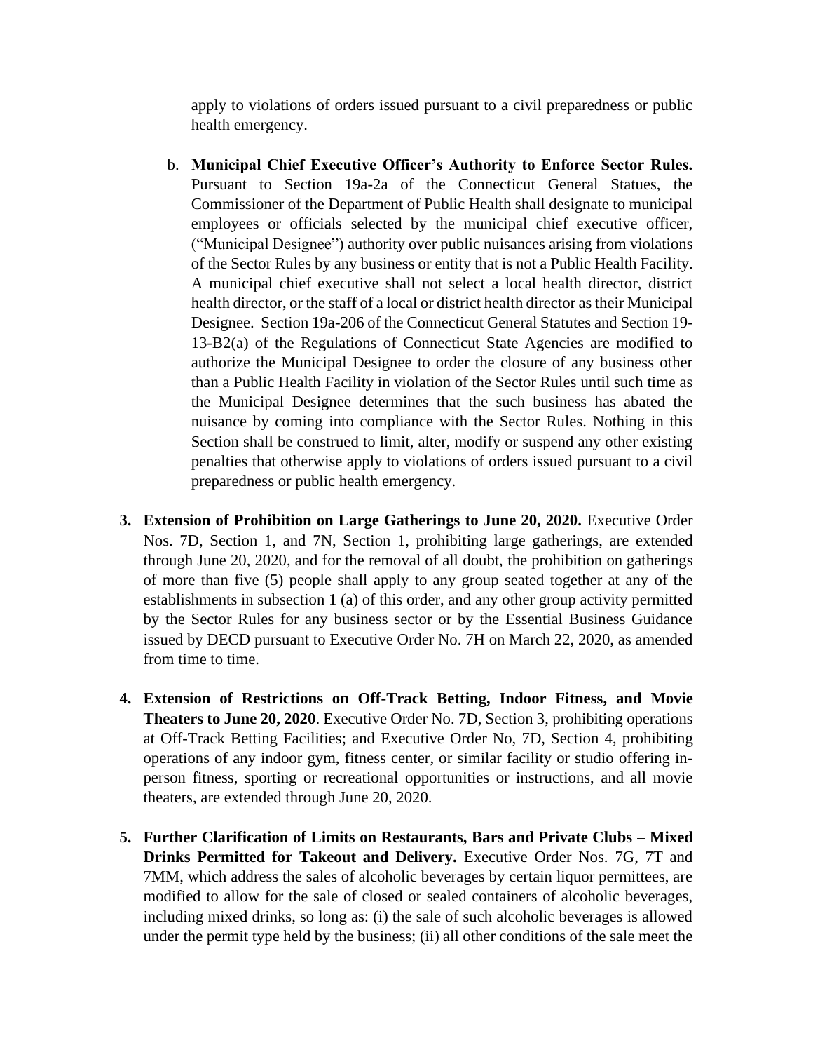apply to violations of orders issued pursuant to a civil preparedness or public health emergency.

b. **Municipal Chief Executive Officer's Authority to Enforce Sector Rules.** Pursuant to Section 19a-2a of the Connecticut General Statues, the Commissioner of the Department of Public Health shall designate to municipal employees or officials selected by the municipal chief executive officer, ("Municipal Designee") authority over public nuisances arising from violations of the Sector Rules by any business or entity that is not a Public Health Facility. A municipal chief executive shall not select a local health director, district health director, or the staff of a local or district health director as their Municipal Designee. Section 19a-206 of the Connecticut General Statutes and Section 19-13-B2(a) of the Regulations of Connecticut State Agencies are modified to authorize the Municipal Designee to order the closure of any business other than a Public Health Facility in violation of the Sector Rules until such time as the Municipal Designee determines that the such business has abated the nuisance by coming into compliance with the Sector Rules. Nothing in this Section shall be construed to limit, alter, modify or suspend any other existing penalties that otherwise apply to violations of orders issued pursuant to a civil preparedness or public health emergency.

3. **Extension of Prohibition on Large Gatherings to June 20, 2020.** Executive Order Nos. 7D, Section 1, and 7N, Section 1, prohibiting large gatherings, are extended through June 20, 2020, and for the removal of all doubt, the prohibition on gatherings of more than five (5) people shall apply to any group seated together at any of the establishments in subsection 1 (a) of this order, and any other group activity permitted by the Sector Rules for any business sector or by the Essential Business Guidance issued by DECD pursuant to Executive Order No. 7H on March 22, 2020, as amended from time to time.

4. **Extension of Restrictions on Off-Track Betting, Indoor Fitness, and Movie Theaters to June 20, 2020**. Executive Order No. 7D, Section 3, prohibiting operations at Off-Track Betting Facilities; and Executive Order No, 7D, Section 4, prohibiting operations of any indoor gym, fitness center, or similar facility or studio offering in-person fitness, sporting or recreational opportunities or instructions, and all movie theaters, are extended through June 20, 2020.

5. **Further Clarification of Limits on Restaurants, Bars and Private Clubs – Mixed Drinks Permitted for Takeout and Delivery.** Executive Order Nos. 7G, 7T and 7MM, which address the sales of alcoholic beverages by certain liquor permittees, are modified to allow for the sale of closed or sealed containers of alcoholic beverages, including mixed drinks, so long as: (i) the sale of such alcoholic beverages is allowed under the permit type held by the business; (ii) all other conditions of the sale meet the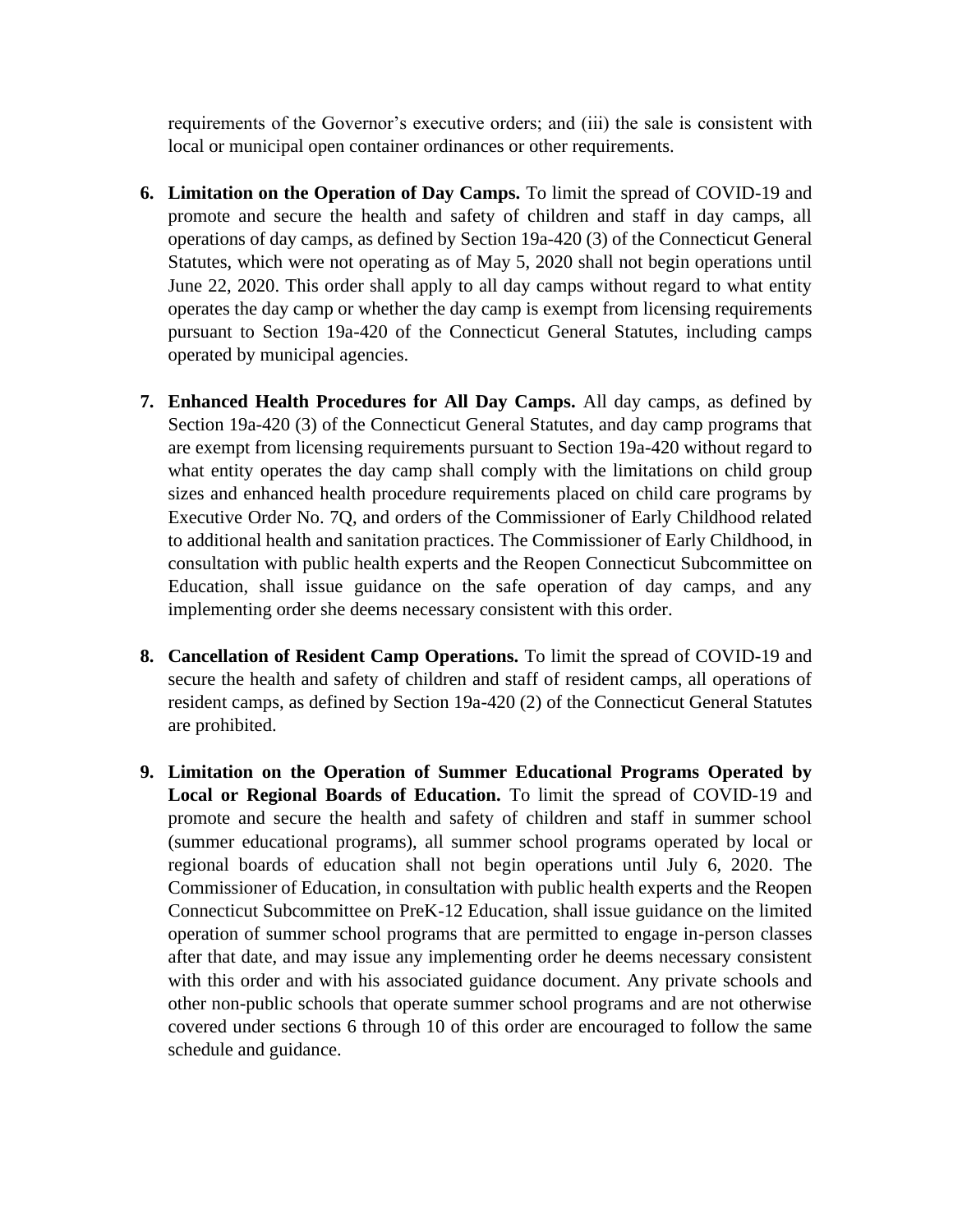requirements of the Governor's executive orders; and (iii) the sale is consistent with local or municipal open container ordinances or other requirements.

6. **Limitation on the Operation of Day Camps.** To limit the spread of COVID-19 and promote and secure the health and safety of children and staff in day camps, all operations of day camps, as defined by Section 19a-420 (3) of the Connecticut General Statutes, which were not operating as of May 5, 2020 shall not begin operations until June 22, 2020. This order shall apply to all day camps without regard to what entity operates the day camp or whether the day camp is exempt from licensing requirements pursuant to Section 19a-420 of the Connecticut General Statutes, including camps operated by municipal agencies.

7. **Enhanced Health Procedures for All Day Camps.** All day camps, as defined by Section 19a-420 (3) of the Connecticut General Statutes, and day camp programs that are exempt from licensing requirements pursuant to Section 19a-420 without regard to what entity operates the day camp shall comply with the limitations on child group sizes and enhanced health procedure requirements placed on child care programs by Executive Order No. 7Q, and orders of the Commissioner of Early Childhood related to additional health and sanitation practices. The Commissioner of Early Childhood, in consultation with public health experts and the Reopen Connecticut Subcommittee on Education, shall issue guidance on the safe operation of day camps, and any implementing order she deems necessary consistent with this order.

8. **Cancellation of Resident Camp Operations.** To limit the spread of COVID-19 and secure the health and safety of children and staff of resident camps, all operations of resident camps, as defined by Section 19a-420 (2) of the Connecticut General Statutes are prohibited.

9. **Limitation on the Operation of Summer Educational Programs Operated by Local or Regional Boards of Education.** To limit the spread of COVID-19 and promote and secure the health and safety of children and staff in summer school (summer educational programs), all summer school programs operated by local or regional boards of education shall not begin operations until July 6, 2020. The Commissioner of Education, in consultation with public health experts and the Reopen Connecticut Subcommittee on PreK-12 Education, shall issue guidance on the limited operation of summer school programs that are permitted to engage in-person classes after that date, and may issue any implementing order he deems necessary consistent with this order and with his associated guidance document. Any private schools and other non-public schools that operate summer school programs and are not otherwise covered under sections 6 through 10 of this order are encouraged to follow the same schedule and guidance.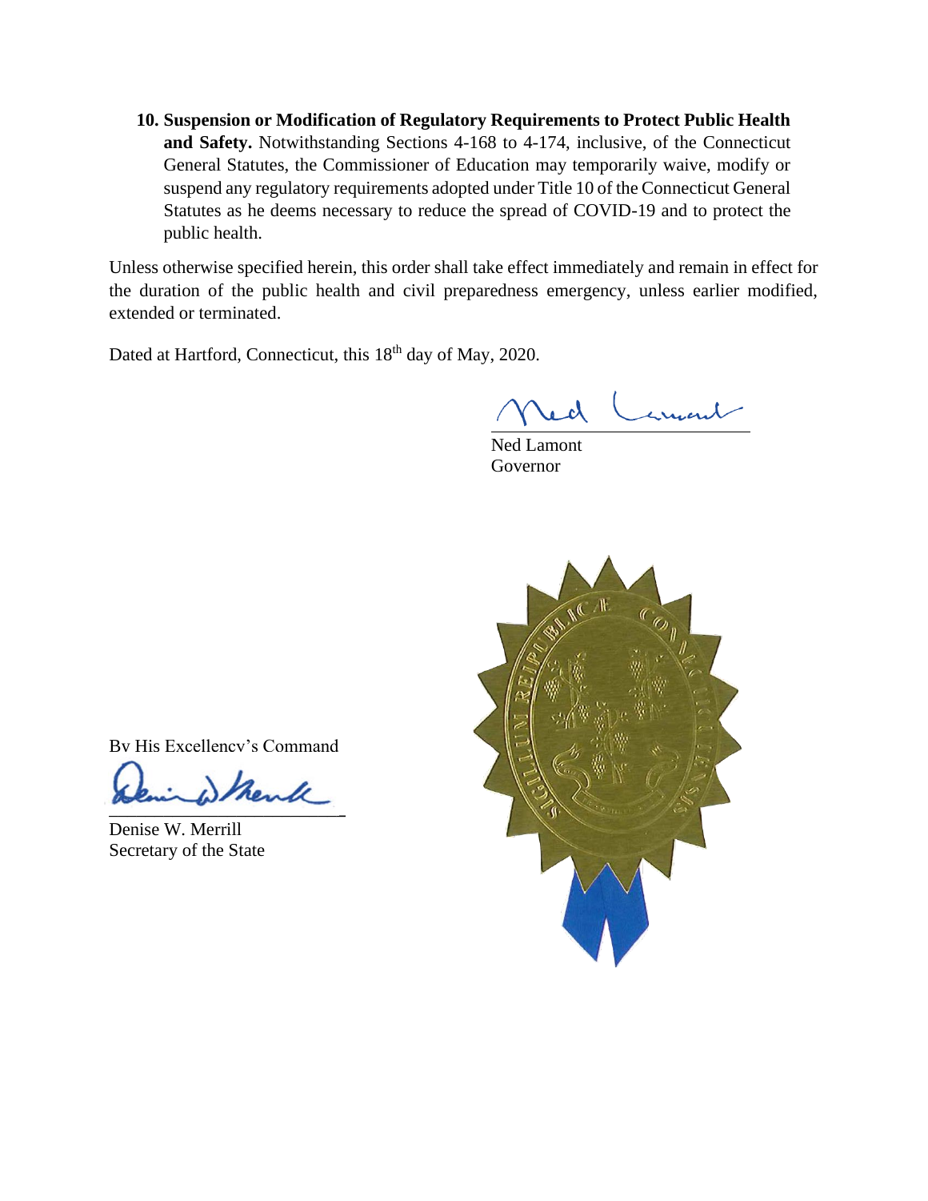10. **Suspension or Modification of Regulatory Requirements to Protect Public Health and Safety.** Notwithstanding Sections 4-168 to 4-174, inclusive, of the Connecticut General Statutes, the Commissioner of Education may temporarily waive, modify or suspend any regulatory requirements adopted under Title 10 of the Connecticut General Statutes as he deems necessary to reduce the spread of COVID-19 and to protect the public health.

Unless otherwise specified herein, this order shall take effect immediately and remain in effect for the duration of the public health and civil preparedness emergency, unless earlier modified, extended or terminated.

Dated at Hartford, Connecticut, this 18th day of May, 2020.

Ned Lamont
Governor

By His Excellency's Command

Denise W. Merrill
Secretary of the State